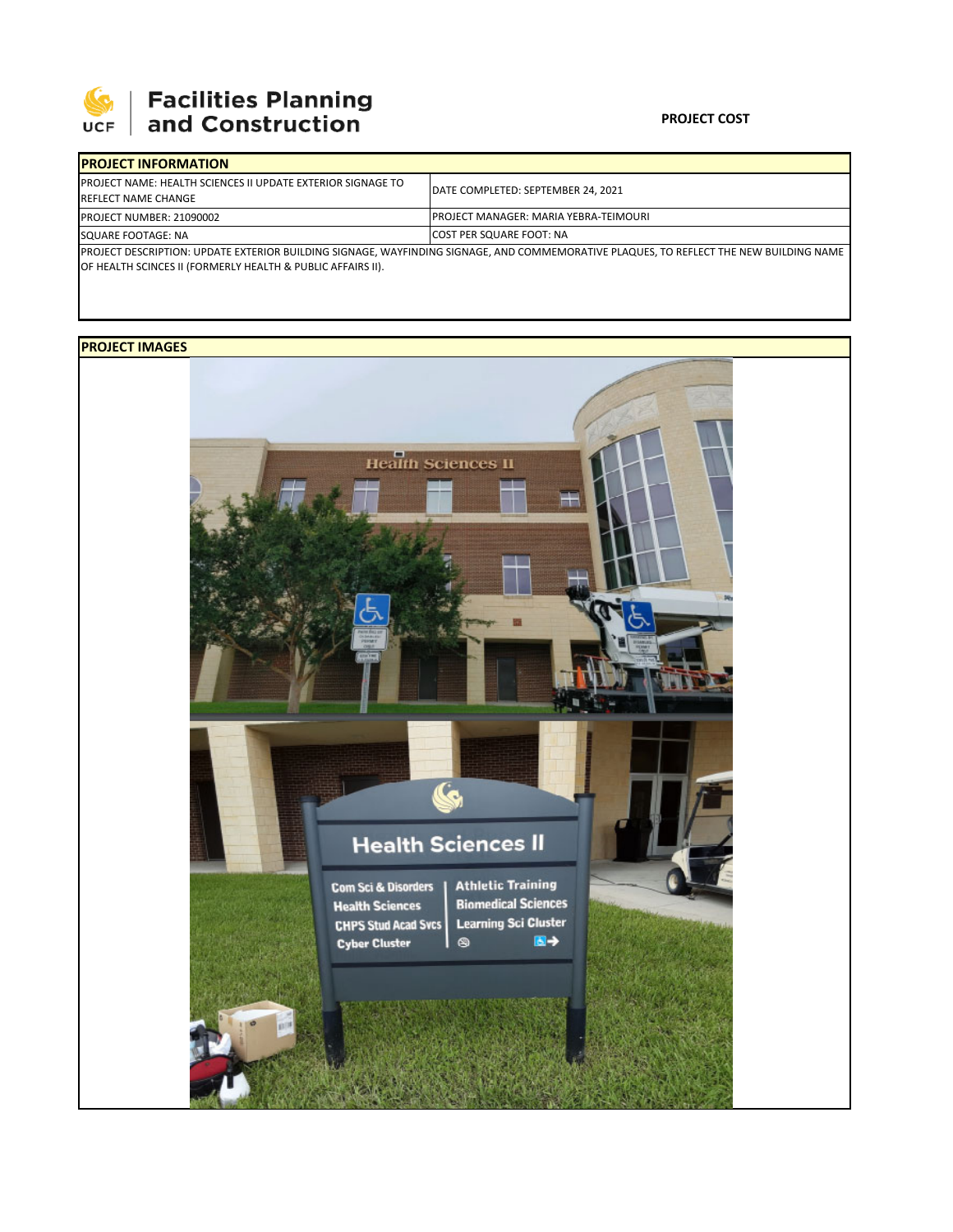Facilities Planning and Construction

**PROJECT COST**

## PROJECT INFORMATION

| | |
|---|---|
| PROJECT NAME: HEALTH SCIENCES II UPDATE EXTERIOR SIGNAGE TO REFLECT NAME CHANGE | DATE COMPLETED: SEPTEMBER 24, 2021 |
| PROJECT NUMBER: 21090002 | PROJECT MANAGER: MARIA YEBRA-TEIMOURI |
| SQUARE FOOTAGE: NA | COST PER SQUARE FOOT: NA |

PROJECT DESCRIPTION: UPDATE EXTERIOR BUILDING SIGNAGE, WAYFINDING SIGNAGE, AND COMMEMORATIVE PLAQUES, TO REFLECT THE NEW BUILDING NAME OF HEALTH SCINCES II (FORMERLY HEALTH & PUBLIC AFFAIRS II).

## PROJECT IMAGES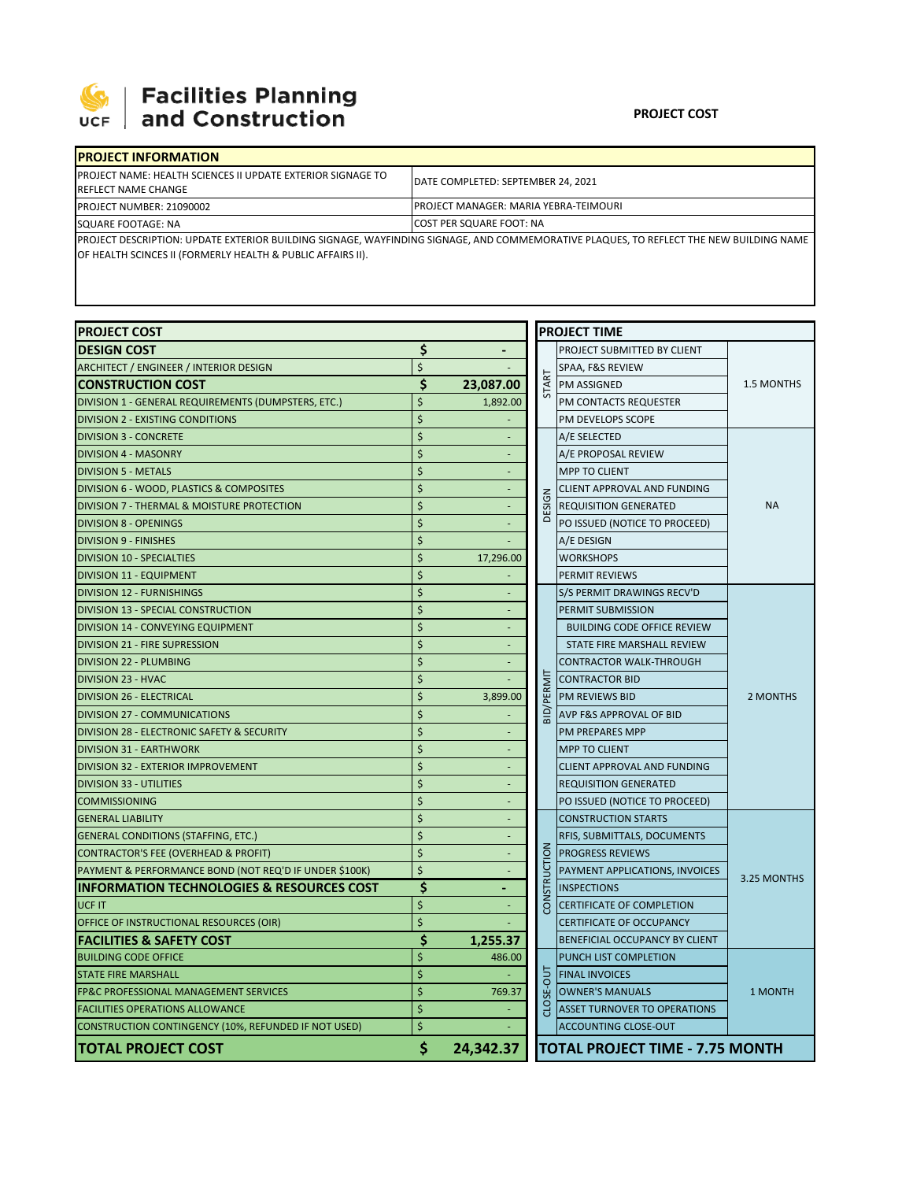**UCF | Facilities Planning and Construction**

**PROJECT COST**

| PROJECT INFORMATION | |
|---|---|
| PROJECT NAME: HEALTH SCIENCES II UPDATE EXTERIOR SIGNAGE TO REFLECT NAME CHANGE | DATE COMPLETED: SEPTEMBER 24, 2021 |
| PROJECT NUMBER: 21090002 | PROJECT MANAGER: MARIA YEBRA-TEIMOURI |
| SQUARE FOOTAGE: NA | COST PER SQUARE FOOT: NA |
| PROJECT DESCRIPTION: UPDATE EXTERIOR BUILDING SIGNAGE, WAYFINDING SIGNAGE, AND COMMEMORATIVE PLAQUES, TO REFLECT THE NEW BUILDING NAME OF HEALTH SCINCES II (FORMERLY HEALTH & PUBLIC AFFAIRS II). | |

| PROJECT COST | | |
|---|---|---|
| **DESIGN COST** | **$** | **-** |
| ARCHITECT / ENGINEER / INTERIOR DESIGN | $ | - |
| **CONSTRUCTION COST** | **$** | **23,087.00** |
| DIVISION 1 - GENERAL REQUIREMENTS (DUMPSTERS, ETC.) | $ | 1,892.00 |
| DIVISION 2 - EXISTING CONDITIONS | $ | - |
| DIVISION 3 - CONCRETE | $ | - |
| DIVISION 4 - MASONRY | $ | - |
| DIVISION 5 - METALS | $ | - |
| DIVISION 6 - WOOD, PLASTICS & COMPOSITES | $ | - |
| DIVISION 7 - THERMAL & MOISTURE PROTECTION | $ | - |
| DIVISION 8 - OPENINGS | $ | - |
| DIVISION 9 - FINISHES | $ | - |
| DIVISION 10 - SPECIALTIES | $ | 17,296.00 |
| DIVISION 11 - EQUIPMENT | $ | - |
| DIVISION 12 - FURNISHINGS | $ | - |
| DIVISION 13 - SPECIAL CONSTRUCTION | $ | - |
| DIVISION 14 - CONVEYING EQUIPMENT | $ | - |
| DIVISION 21 - FIRE SUPRESSION | $ | - |
| DIVISION 22 - PLUMBING | $ | - |
| DIVISION 23 - HVAC | $ | - |
| DIVISION 26 - ELECTRICAL | $ | 3,899.00 |
| DIVISION 27 - COMMUNICATIONS | $ | - |
| DIVISION 28 - ELECTRONIC SAFETY & SECURITY | $ | - |
| DIVISION 31 - EARTHWORK | $ | - |
| DIVISION 32 - EXTERIOR IMPROVEMENT | $ | - |
| DIVISION 33 - UTILITIES | $ | - |
| COMMISSIONING | $ | - |
| GENERAL LIABILITY | $ | - |
| GENERAL CONDITIONS (STAFFING, ETC.) | $ | - |
| CONTRACTOR'S FEE (OVERHEAD & PROFIT) | $ | - |
| PAYMENT & PERFORMANCE BOND (NOT REQ'D IF UNDER $100K) | $ | - |
| **INFORMATION TECHNOLOGIES & RESOURCES COST** | **$** | **-** |
| UCF IT | $ | - |
| OFFICE OF INSTRUCTIONAL RESOURCES (OIR) | $ | - |
| **FACILITIES & SAFETY COST** | **$** | **1,255.37** |
| BUILDING CODE OFFICE | $ | 486.00 |
| STATE FIRE MARSHALL | $ | - |
| FP&C PROFESSIONAL MANAGEMENT SERVICES | $ | 769.37 |
| FACILITIES OPERATIONS ALLOWANCE | $ | - |
| CONSTRUCTION CONTINGENCY (10%, REFUNDED IF NOT USED) | $ | - |
| **TOTAL PROJECT COST** | **$** | **24,342.37** |

| PROJECT TIME | | |
|---|---|---|
| START | PROJECT SUBMITTED BY CLIENT | 1.5 MONTHS |
| | SPAA, F&S REVIEW | |
| | PM ASSIGNED | |
| | PM CONTACTS REQUESTER | |
| | PM DEVELOPS SCOPE | |
| DESIGN | A/E SELECTED | NA |
| | A/E PROPOSAL REVIEW | |
| | MPP TO CLIENT | |
| | CLIENT APPROVAL AND FUNDING | |
| | REQUISITION GENERATED | |
| | PO ISSUED (NOTICE TO PROCEED) | |
| | A/E DESIGN | |
| | WORKSHOPS | |
| | PERMIT REVIEWS | |
| BID/PERMIT | S/S PERMIT DRAWINGS RECV'D | 2 MONTHS |
| | PERMIT SUBMISSION | |
| | BUILDING CODE OFFICE REVIEW | |
| | STATE FIRE MARSHALL REVIEW | |
| | CONTRACTOR WALK-THROUGH | |
| | CONTRACTOR BID | |
| | PM REVIEWS BID | |
| | AVP F&S APPROVAL OF BID | |
| | PM PREPARES MPP | |
| | MPP TO CLIENT | |
| | CLIENT APPROVAL AND FUNDING | |
| | REQUISITION GENERATED | |
| | PO ISSUED (NOTICE TO PROCEED) | |
| CONSTRUCTION | CONSTRUCTION STARTS | 3.25 MONTHS |
| | RFIS, SUBMITTALS, DOCUMENTS | |
| | PROGRESS REVIEWS | |
| | PAYMENT APPLICATIONS, INVOICES | |
| | INSPECTIONS | |
| | CERTIFICATE OF COMPLETION | |
| | CERTIFICATE OF OCCUPANCY | |
| | BENEFICIAL OCCUPANCY BY CLIENT | |
| CLOSE-OUT | PUNCH LIST COMPLETION | 1 MONTH |
| | FINAL INVOICES | |
| | OWNER'S MANUALS | |
| | ASSET TURNOVER TO OPERATIONS | |
| | ACCOUNTING CLOSE-OUT | |
| **TOTAL PROJECT TIME - 7.75 MONTH** | | |